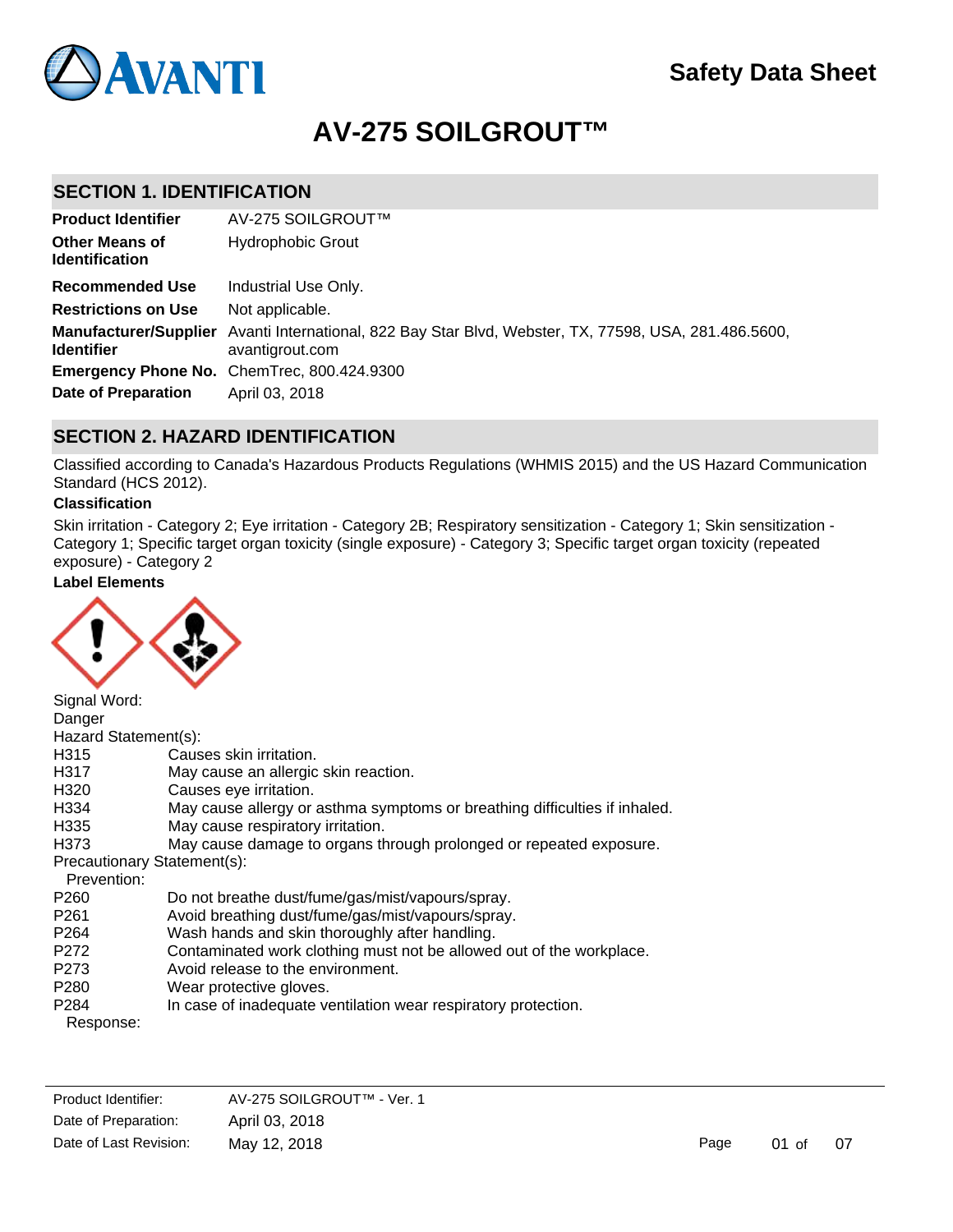Safety Data Sheet

# AV-275 SOILGROUT™

## SECTION 1. IDENTIFICATION

| | |
|---|---|
| **Product Identifier** | AV-275 SOILGROUT™ |
| **Other Means of Identification** | Hydrophobic Grout |
| **Recommended Use** | Industrial Use Only. |
| **Restrictions on Use** | Not applicable. |
| **Manufacturer/Supplier Identifier** | Avanti International, 822 Bay Star Blvd, Webster, TX, 77598, USA, 281.486.5600, avantigrout.com |
| **Emergency Phone No.** | ChemTrec, 800.424.9300 |
| **Date of Preparation** | April 03, 2018 |

## SECTION 2. HAZARD IDENTIFICATION

Classified according to Canada's Hazardous Products Regulations (WHMIS 2015) and the US Hazard Communication Standard (HCS 2012).

**Classification**

Skin irritation - Category 2; Eye irritation - Category 2B; Respiratory sensitization - Category 1; Skin sensitization - Category 1; Specific target organ toxicity (single exposure) - Category 3; Specific target organ toxicity (repeated exposure) - Category 2

**Label Elements**

Signal Word:
Danger

Hazard Statement(s):

| | |
|---|---|
| H315 | Causes skin irritation. |
| H317 | May cause an allergic skin reaction. |
| H320 | Causes eye irritation. |
| H334 | May cause allergy or asthma symptoms or breathing difficulties if inhaled. |
| H335 | May cause respiratory irritation. |
| H373 | May cause damage to organs through prolonged or repeated exposure. |

Precautionary Statement(s):

Prevention:

| | |
|---|---|
| P260 | Do not breathe dust/fume/gas/mist/vapours/spray. |
| P261 | Avoid breathing dust/fume/gas/mist/vapours/spray. |
| P264 | Wash hands and skin thoroughly after handling. |
| P272 | Contaminated work clothing must not be allowed out of the workplace. |
| P273 | Avoid release to the environment. |
| P280 | Wear protective gloves. |
| P284 | In case of inadequate ventilation wear respiratory protection. |

Response: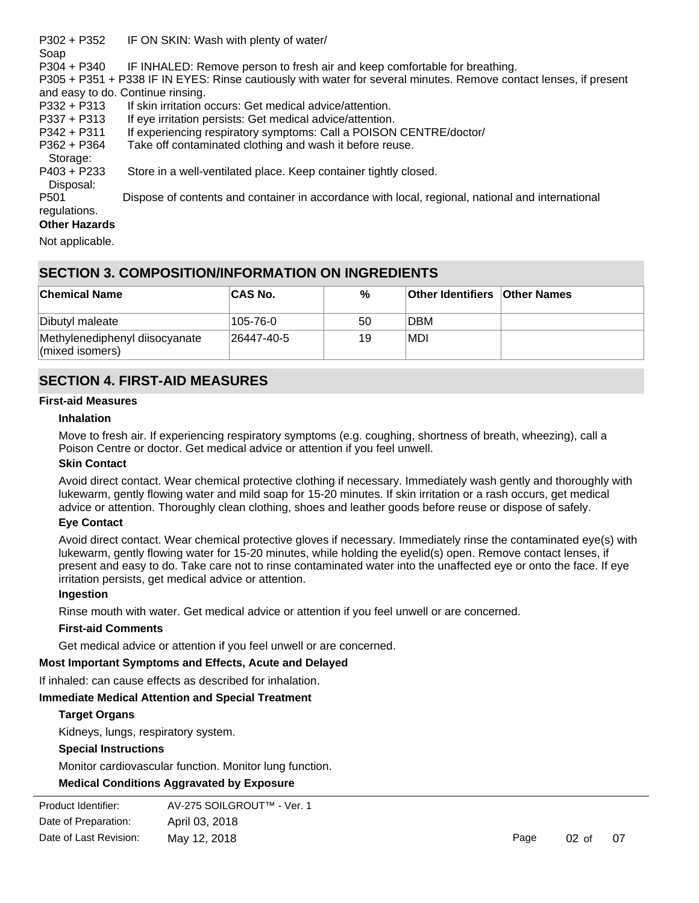P302 + P352 IF ON SKIN: Wash with plenty of water/ Soap
P304 + P340 IF INHALED: Remove person to fresh air and keep comfortable for breathing.
P305 + P351 + P338 IF IN EYES: Rinse cautiously with water for several minutes. Remove contact lenses, if present and easy to do. Continue rinsing.
P332 + P313 If skin irritation occurs: Get medical advice/attention.
P337 + P313 If eye irritation persists: Get medical advice/attention.
P342 + P311 If experiencing respiratory symptoms: Call a POISON CENTRE/doctor/
P362 + P364 Take off contaminated clothing and wash it before reuse.

Storage:

P403 + P233 Store in a well-ventilated place. Keep container tightly closed.

Disposal:

P501 Dispose of contents and container in accordance with local, regional, national and international regulations.

**Other Hazards**

Not applicable.

## SECTION 3. COMPOSITION/INFORMATION ON INGREDIENTS

| Chemical Name | CAS No. | % | Other Identifiers | Other Names |
|---|---|---|---|---|
| Dibutyl maleate | 105-76-0 | 50 | DBM | |
| Methylenediphenyl diisocyanate (mixed isomers) | 26447-40-5 | 19 | MDI | |

## SECTION 4. FIRST-AID MEASURES

**First-aid Measures**

**Inhalation**

Move to fresh air. If experiencing respiratory symptoms (e.g. coughing, shortness of breath, wheezing), call a Poison Centre or doctor. Get medical advice or attention if you feel unwell.

**Skin Contact**

Avoid direct contact. Wear chemical protective clothing if necessary. Immediately wash gently and thoroughly with lukewarm, gently flowing water and mild soap for 15-20 minutes. If skin irritation or a rash occurs, get medical advice or attention. Thoroughly clean clothing, shoes and leather goods before reuse or dispose of safely.

**Eye Contact**

Avoid direct contact. Wear chemical protective gloves if necessary. Immediately rinse the contaminated eye(s) with lukewarm, gently flowing water for 15-20 minutes, while holding the eyelid(s) open. Remove contact lenses, if present and easy to do. Take care not to rinse contaminated water into the unaffected eye or onto the face. If eye irritation persists, get medical advice or attention.

**Ingestion**

Rinse mouth with water. Get medical advice or attention if you feel unwell or are concerned.

**First-aid Comments**

Get medical advice or attention if you feel unwell or are concerned.

**Most Important Symptoms and Effects, Acute and Delayed**

If inhaled: can cause effects as described for inhalation.

**Immediate Medical Attention and Special Treatment**

**Target Organs**

Kidneys, lungs, respiratory system.

**Special Instructions**

Monitor cardiovascular function. Monitor lung function.

**Medical Conditions Aggravated by Exposure**

| Product Identifier: | AV-275 SOILGROUT™ - Ver. 1 |
|---|---|
| Date of Preparation: | April 03, 2018 |
| Date of Last Revision: | May 12, 2018 |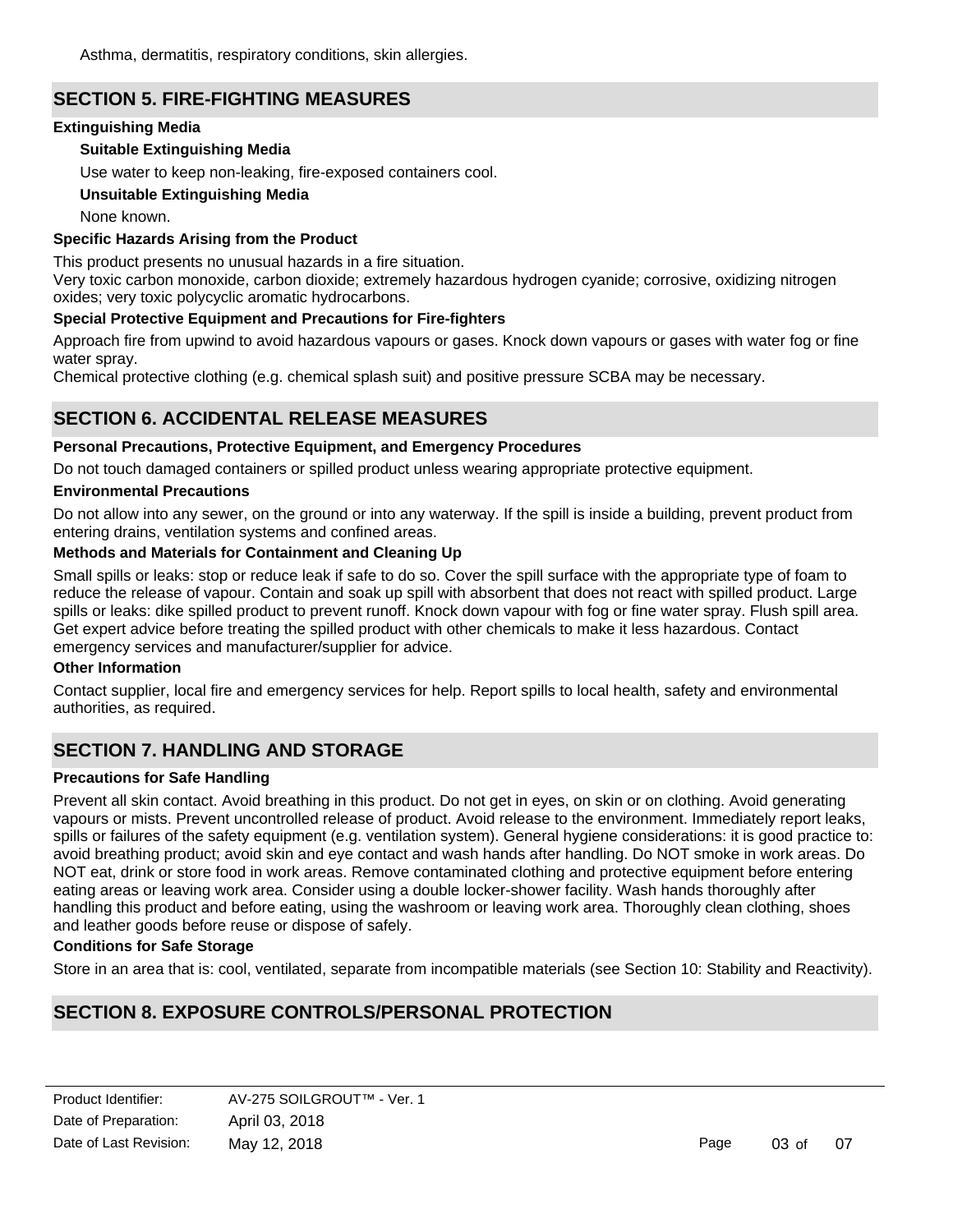Asthma, dermatitis, respiratory conditions, skin allergies.

## SECTION 5. FIRE-FIGHTING MEASURES

### Extinguishing Media

**Suitable Extinguishing Media**

Use water to keep non-leaking, fire-exposed containers cool.

**Unsuitable Extinguishing Media**

None known.

### Specific Hazards Arising from the Product

This product presents no unusual hazards in a fire situation.
Very toxic carbon monoxide, carbon dioxide; extremely hazardous hydrogen cyanide; corrosive, oxidizing nitrogen oxides; very toxic polycyclic aromatic hydrocarbons.

### Special Protective Equipment and Precautions for Fire-fighters

Approach fire from upwind to avoid hazardous vapours or gases. Knock down vapours or gases with water fog or fine water spray.
Chemical protective clothing (e.g. chemical splash suit) and positive pressure SCBA may be necessary.

## SECTION 6. ACCIDENTAL RELEASE MEASURES

### Personal Precautions, Protective Equipment, and Emergency Procedures

Do not touch damaged containers or spilled product unless wearing appropriate protective equipment.

### Environmental Precautions

Do not allow into any sewer, on the ground or into any waterway. If the spill is inside a building, prevent product from entering drains, ventilation systems and confined areas.

### Methods and Materials for Containment and Cleaning Up

Small spills or leaks: stop or reduce leak if safe to do so. Cover the spill surface with the appropriate type of foam to reduce the release of vapour. Contain and soak up spill with absorbent that does not react with spilled product. Large spills or leaks: dike spilled product to prevent runoff. Knock down vapour with fog or fine water spray. Flush spill area. Get expert advice before treating the spilled product with other chemicals to make it less hazardous. Contact emergency services and manufacturer/supplier for advice.

### Other Information

Contact supplier, local fire and emergency services for help. Report spills to local health, safety and environmental authorities, as required.

## SECTION 7. HANDLING AND STORAGE

### Precautions for Safe Handling

Prevent all skin contact. Avoid breathing in this product. Do not get in eyes, on skin or on clothing. Avoid generating vapours or mists. Prevent uncontrolled release of product. Avoid release to the environment. Immediately report leaks, spills or failures of the safety equipment (e.g. ventilation system). General hygiene considerations: it is good practice to: avoid breathing product; avoid skin and eye contact and wash hands after handling. Do NOT smoke in work areas. Do NOT eat, drink or store food in work areas. Remove contaminated clothing and protective equipment before entering eating areas or leaving work area. Consider using a double locker-shower facility. Wash hands thoroughly after handling this product and before eating, using the washroom or leaving work area. Thoroughly clean clothing, shoes and leather goods before reuse or dispose of safely.

### Conditions for Safe Storage

Store in an area that is: cool, ventilated, separate from incompatible materials (see Section 10: Stability and Reactivity).

## SECTION 8. EXPOSURE CONTROLS/PERSONAL PROTECTION

| Product Identifier: | AV-275 SOILGROUT™ - Ver. 1 |
| --- | --- |
| Date of Preparation: | April 03, 2018 |
| Date of Last Revision: | May 12, 2018 |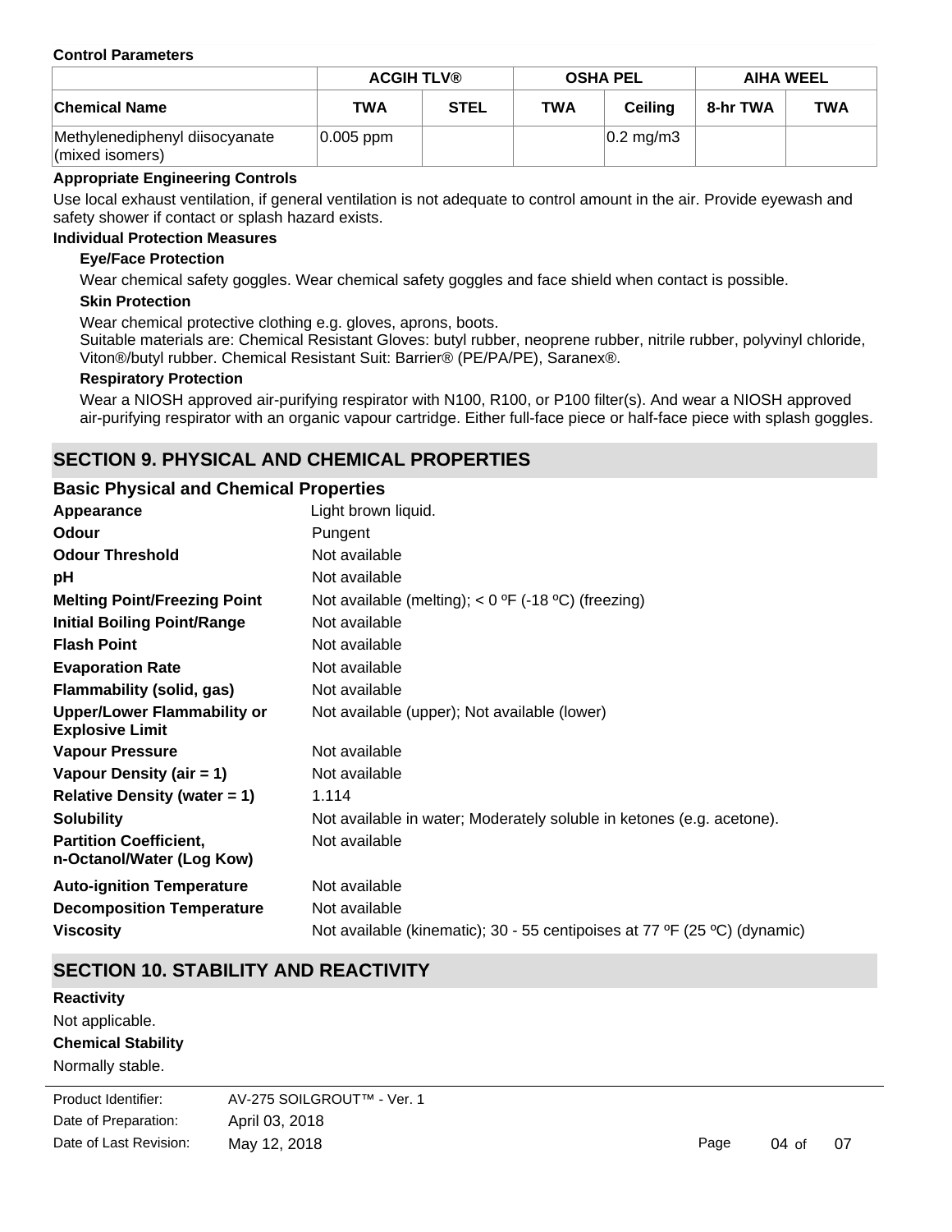**Control Parameters**

| | ACGIH TLV® | | OSHA PEL | | AIHA WEEL | |
|---|---|---|---|---|---|---|
| **Chemical Name** | **TWA** | **STEL** | **TWA** | **Ceiling** | **8-hr TWA** | **TWA** |
| Methylenediphenyl diisocyanate (mixed isomers) | 0.005 ppm | | | 0.2 mg/m3 | | |

**Appropriate Engineering Controls**

Use local exhaust ventilation, if general ventilation is not adequate to control amount in the air. Provide eyewash and safety shower if contact or splash hazard exists.

**Individual Protection Measures**

**Eye/Face Protection**

Wear chemical safety goggles. Wear chemical safety goggles and face shield when contact is possible.

**Skin Protection**

Wear chemical protective clothing e.g. gloves, aprons, boots.
Suitable materials are: Chemical Resistant Gloves: butyl rubber, neoprene rubber, nitrile rubber, polyvinyl chloride, Viton®/butyl rubber. Chemical Resistant Suit: Barrier® (PE/PA/PE), Saranex®.

**Respiratory Protection**

Wear a NIOSH approved air-purifying respirator with N100, R100, or P100 filter(s). And wear a NIOSH approved air-purifying respirator with an organic vapour cartridge. Either full-face piece or half-face piece with splash goggles.

## SECTION 9. PHYSICAL AND CHEMICAL PROPERTIES

### Basic Physical and Chemical Properties

| | |
|---|---|
| **Appearance** | Light brown liquid. |
| **Odour** | Pungent |
| **Odour Threshold** | Not available |
| **pH** | Not available |
| **Melting Point/Freezing Point** | Not available (melting); < 0 ºF (-18 ºC) (freezing) |
| **Initial Boiling Point/Range** | Not available |
| **Flash Point** | Not available |
| **Evaporation Rate** | Not available |
| **Flammability (solid, gas)** | Not available |
| **Upper/Lower Flammability or Explosive Limit** | Not available (upper); Not available (lower) |
| **Vapour Pressure** | Not available |
| **Vapour Density (air = 1)** | Not available |
| **Relative Density (water = 1)** | 1.114 |
| **Solubility** | Not available in water; Moderately soluble in ketones (e.g. acetone). |
| **Partition Coefficient, n-Octanol/Water (Log Kow)** | Not available |
| **Auto-ignition Temperature** | Not available |
| **Decomposition Temperature** | Not available |
| **Viscosity** | Not available (kinematic); 30 - 55 centipoises at 77 ºF (25 ºC) (dynamic) |

## SECTION 10. STABILITY AND REACTIVITY

**Reactivity**

Not applicable.

**Chemical Stability**

Normally stable.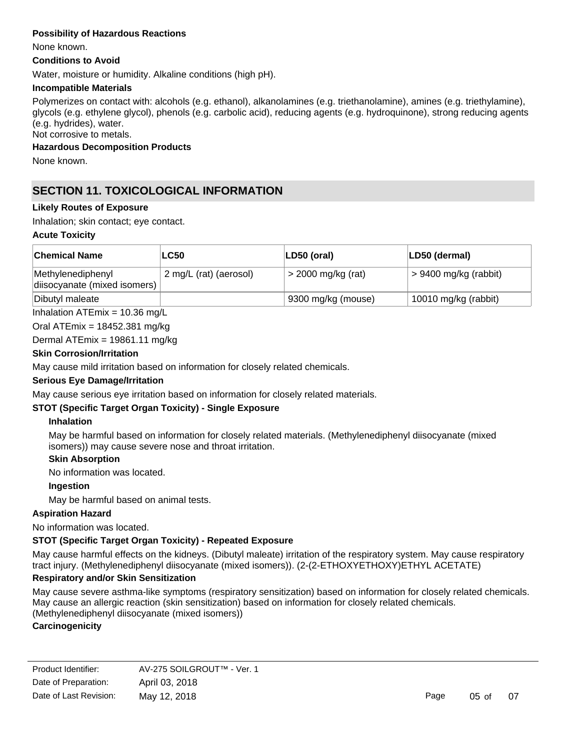**Possibility of Hazardous Reactions**

None known.

**Conditions to Avoid**

Water, moisture or humidity. Alkaline conditions (high pH).

**Incompatible Materials**

Polymerizes on contact with: alcohols (e.g. ethanol), alkanolamines (e.g. triethanolamine), amines (e.g. triethylamine), glycols (e.g. ethylene glycol), phenols (e.g. carbolic acid), reducing agents (e.g. hydroquinone), strong reducing agents (e.g. hydrides), water.
Not corrosive to metals.

**Hazardous Decomposition Products**

None known.

## SECTION 11. TOXICOLOGICAL INFORMATION

**Likely Routes of Exposure**

Inhalation; skin contact; eye contact.

**Acute Toxicity**

| Chemical Name | LC50 | LD50 (oral) | LD50 (dermal) |
|---|---|---|---|
| Methylenediphenyl diisocyanate (mixed isomers) | 2 mg/L (rat) (aerosol) | > 2000 mg/kg (rat) | > 9400 mg/kg (rabbit) |
| Dibutyl maleate | | 9300 mg/kg (mouse) | 10010 mg/kg (rabbit) |

Inhalation ATEmix = 10.36 mg/L

Oral ATEmix = 18452.381 mg/kg

Dermal ATEmix = 19861.11 mg/kg

**Skin Corrosion/Irritation**

May cause mild irritation based on information for closely related chemicals.

**Serious Eye Damage/Irritation**

May cause serious eye irritation based on information for closely related materials.

**STOT (Specific Target Organ Toxicity) - Single Exposure**

**Inhalation**

May be harmful based on information for closely related materials. (Methylenediphenyl diisocyanate (mixed isomers)) may cause severe nose and throat irritation.

**Skin Absorption**

No information was located.

**Ingestion**

May be harmful based on animal tests.

**Aspiration Hazard**

No information was located.

**STOT (Specific Target Organ Toxicity) - Repeated Exposure**

May cause harmful effects on the kidneys. (Dibutyl maleate) irritation of the respiratory system. May cause respiratory tract injury. (Methylenediphenyl diisocyanate (mixed isomers)). (2-(2-ETHOXYETHOXY)ETHYL ACETATE)

**Respiratory and/or Skin Sensitization**

May cause severe asthma-like symptoms (respiratory sensitization) based on information for closely related chemicals. May cause an allergic reaction (skin sensitization) based on information for closely related chemicals. (Methylenediphenyl diisocyanate (mixed isomers))

**Carcinogenicity**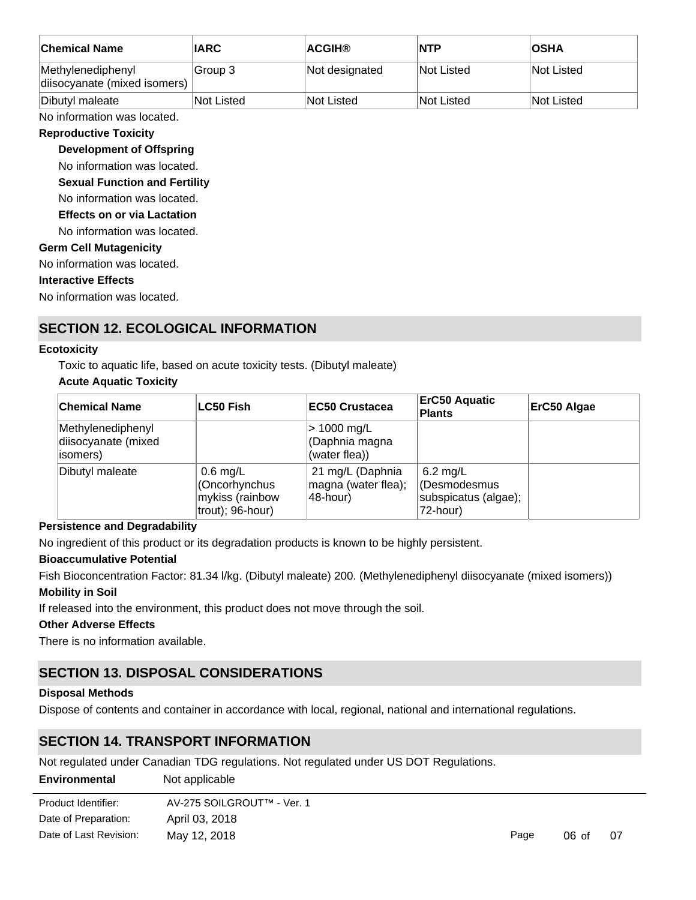| Chemical Name | IARC | ACGIH® | NTP | OSHA |
| --- | --- | --- | --- | --- |
| Methylenediphenyl diisocyanate (mixed isomers) | Group 3 | Not designated | Not Listed | Not Listed |
| Dibutyl maleate | Not Listed | Not Listed | Not Listed | Not Listed |

No information was located.

**Reproductive Toxicity**

**Development of Offspring**

No information was located.

**Sexual Function and Fertility**

No information was located.

**Effects on or via Lactation**

No information was located.

**Germ Cell Mutagenicity**

No information was located.

**Interactive Effects**

No information was located.

## SECTION 12. ECOLOGICAL INFORMATION

**Ecotoxicity**

Toxic to aquatic life, based on acute toxicity tests. (Dibutyl maleate)

**Acute Aquatic Toxicity**

| Chemical Name | LC50 Fish | EC50 Crustacea | ErC50 Aquatic Plants | ErC50 Algae |
| --- | --- | --- | --- | --- |
| Methylenediphenyl diisocyanate (mixed isomers) | | > 1000 mg/L (Daphnia magna (water flea)) | | |
| Dibutyl maleate | 0.6 mg/L (Oncorhynchus mykiss (rainbow trout); 96-hour) | 21 mg/L (Daphnia magna (water flea); 48-hour) | 6.2 mg/L (Desmodesmus subspicatus (algae); 72-hour) | |

**Persistence and Degradability**

No ingredient of this product or its degradation products is known to be highly persistent.

**Bioaccumulative Potential**

Fish Bioconcentration Factor: 81.34 l/kg. (Dibutyl maleate) 200. (Methylenediphenyl diisocyanate (mixed isomers))

**Mobility in Soil**

If released into the environment, this product does not move through the soil.

**Other Adverse Effects**

There is no information available.

## SECTION 13. DISPOSAL CONSIDERATIONS

**Disposal Methods**

Dispose of contents and container in accordance with local, regional, national and international regulations.

## SECTION 14. TRANSPORT INFORMATION

Not regulated under Canadian TDG regulations. Not regulated under US DOT Regulations.

**Environmental** Not applicable

Product Identifier: AV-275 SOILGROUT™ - Ver. 1
Date of Preparation: April 03, 2018
Date of Last Revision: May 12, 2018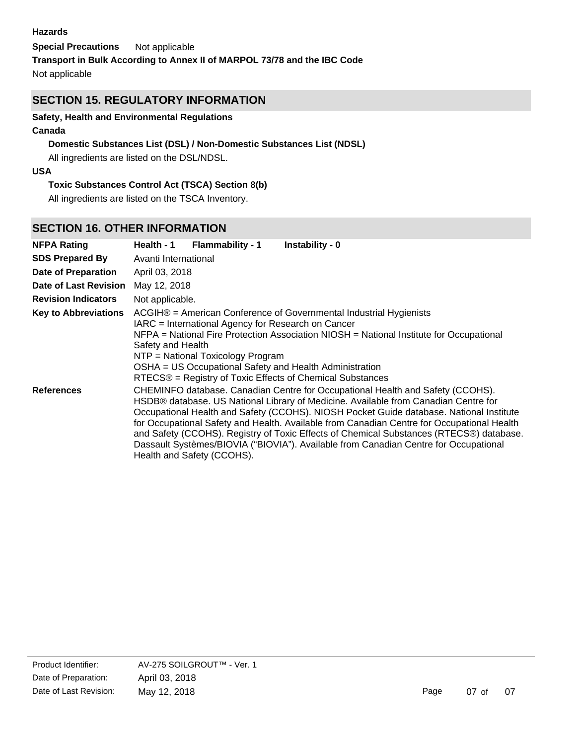**Hazards**

**Special Precautions** Not applicable

**Transport in Bulk According to Annex II of MARPOL 73/78 and the IBC Code**

Not applicable

## SECTION 15. REGULATORY INFORMATION

**Safety, Health and Environmental Regulations**

**Canada**

**Domestic Substances List (DSL) / Non-Domestic Substances List (NDSL)**

All ingredients are listed on the DSL/NDSL.

**USA**

**Toxic Substances Control Act (TSCA) Section 8(b)**

All ingredients are listed on the TSCA Inventory.

## SECTION 16. OTHER INFORMATION

| | |
|---|---|
| **NFPA Rating** | **Health - 1** **Flammability - 1** **Instability - 0** |
| **SDS Prepared By** | Avanti International |
| **Date of Preparation** | April 03, 2018 |
| **Date of Last Revision** | May 12, 2018 |
| **Revision Indicators** | Not applicable. |
| **Key to Abbreviations** | ACGIH® = American Conference of Governmental Industrial Hygienists<br>IARC = International Agency for Research on Cancer<br>NFPA = National Fire Protection Association NIOSH = National Institute for Occupational Safety and Health<br>NTP = National Toxicology Program<br>OSHA = US Occupational Safety and Health Administration<br>RTECS® = Registry of Toxic Effects of Chemical Substances |
| **References** | CHEMINFO database. Canadian Centre for Occupational Health and Safety (CCOHS). HSDB® database. US National Library of Medicine. Available from Canadian Centre for Occupational Health and Safety (CCOHS). NIOSH Pocket Guide database. National Institute for Occupational Safety and Health. Available from Canadian Centre for Occupational Health and Safety (CCOHS). Registry of Toxic Effects of Chemical Substances (RTECS®) database. Dassault Systèmes/BIOVIA ("BIOVIA"). Available from Canadian Centre for Occupational Health and Safety (CCOHS). |